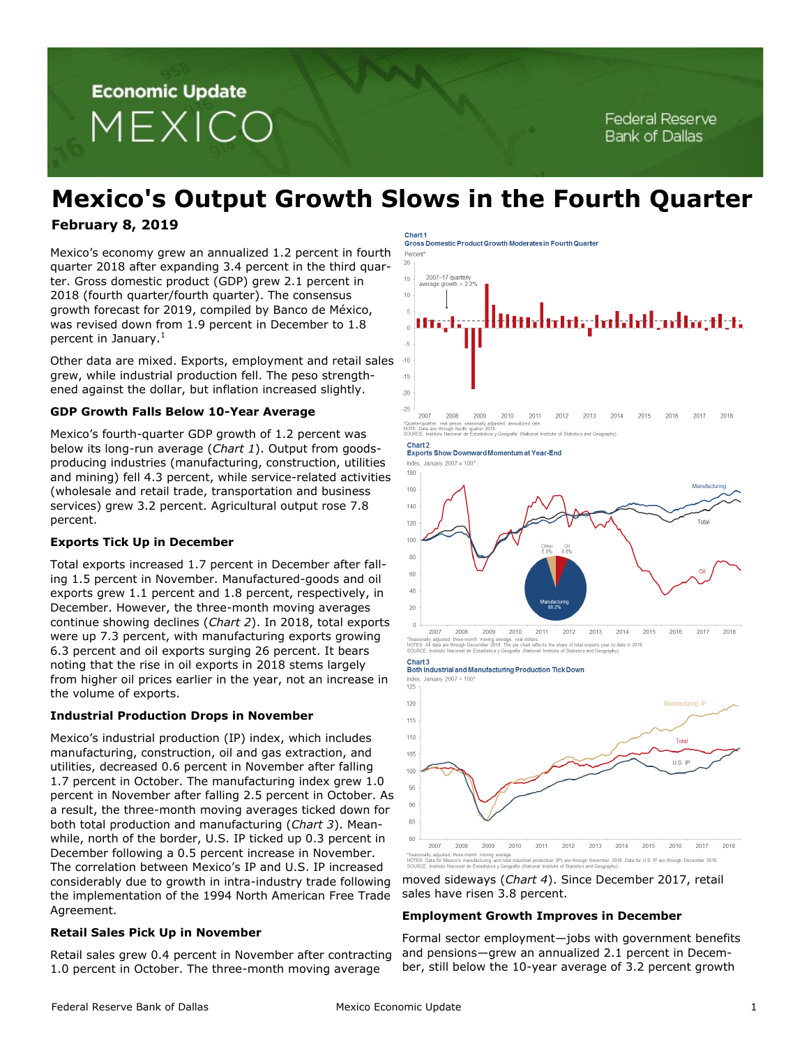# Mexico's Output Growth Slows in the Fourth Quarter

**February 8, 2019**

Mexico's economy grew an annualized 1.2 percent in fourth quarter 2018 after expanding 3.4 percent in the third quarter. Gross domestic product (GDP) grew 2.1 percent in 2018 (fourth quarter/fourth quarter). The consensus growth forecast for 2019, compiled by Banco de México, was revised down from 1.9 percent in December to 1.8 percent in January.[1]

Other data are mixed. Exports, employment and retail sales grew, while industrial production fell. The peso strengthened against the dollar, but inflation increased slightly.

### GDP Growth Falls Below 10-Year Average

Mexico's fourth-quarter GDP growth of 1.2 percent was below its long-run average (*Chart 1*). Output from goods-producing industries (manufacturing, construction, utilities and mining) fell 4.3 percent, while service-related activities (wholesale and retail trade, transportation and business services) grew 3.2 percent. Agricultural output rose 7.8 percent.

### Exports Tick Up in December

Total exports increased 1.7 percent in December after falling 1.5 percent in November. Manufactured-goods and oil exports grew 1.1 percent and 1.8 percent, respectively, in December. However, the three-month moving averages continue showing declines (*Chart 2*). In 2018, total exports were up 7.3 percent, with manufacturing exports growing 6.3 percent and oil exports surging 26 percent. It bears noting that the rise in oil exports in 2018 stems largely from higher oil prices earlier in the year, not an increase in the volume of exports.

### Industrial Production Drops in November

Mexico's industrial production (IP) index, which includes manufacturing, construction, oil and gas extraction, and utilities, decreased 0.6 percent in November after falling 1.7 percent in October. The manufacturing index grew 1.0 percent in November after falling 2.5 percent in October. As a result, the three-month moving averages ticked down for both total production and manufacturing (*Chart 3*). Meanwhile, north of the border, U.S. IP ticked up 0.3 percent in December following a 0.5 percent increase in November. The correlation between Mexico's IP and U.S. IP increased considerably due to growth in intra-industry trade following the implementation of the 1994 North American Free Trade Agreement.

### Retail Sales Pick Up in November

Retail sales grew 0.4 percent in November after contracting 1.0 percent in October. The three-month moving average moved sideways (*Chart 4*). Since December 2017, retail sales have risen 3.8 percent.

### Employment Growth Improves in December

Formal sector employment—jobs with government benefits and pensions—grew an annualized 2.1 percent in December, still below the 10-year average of 3.2 percent growth

**Chart 1**
**Gross Domestic Product Growth Moderates in Fourth Quarter**

*Quarter/quarter, real pesos; seasonally adjusted, annualized rate.
NOTE: Data are through fourth quarter 2018.
SOURCE: Instituto Nacional de Estadística y Geografía (National Institute of Statistics and Geography).

**Chart 2**
**Exports Show Downward Momentum at Year-End**

*Seasonally adjusted, three-month moving average; real dollars.
NOTES: All data are through December 2018. The pie chart reflects the share of total exports year to date in 2018.
SOURCE: Instituto Nacional de Estadística y Geografía (National Institute of Statistics and Geography).

**Chart 3**
**Both Industrial and Manufacturing Production Tick Down**

*Seasonally adjusted, three-month moving average.
NOTES: Data for Mexico's manufacturing and total industrial production (IP) are through November 2018. Data for U.S. IP are through December 2018.
SOURCE: Instituto Nacional de Estadística y Geografía (National Institute of Statistics and Geography).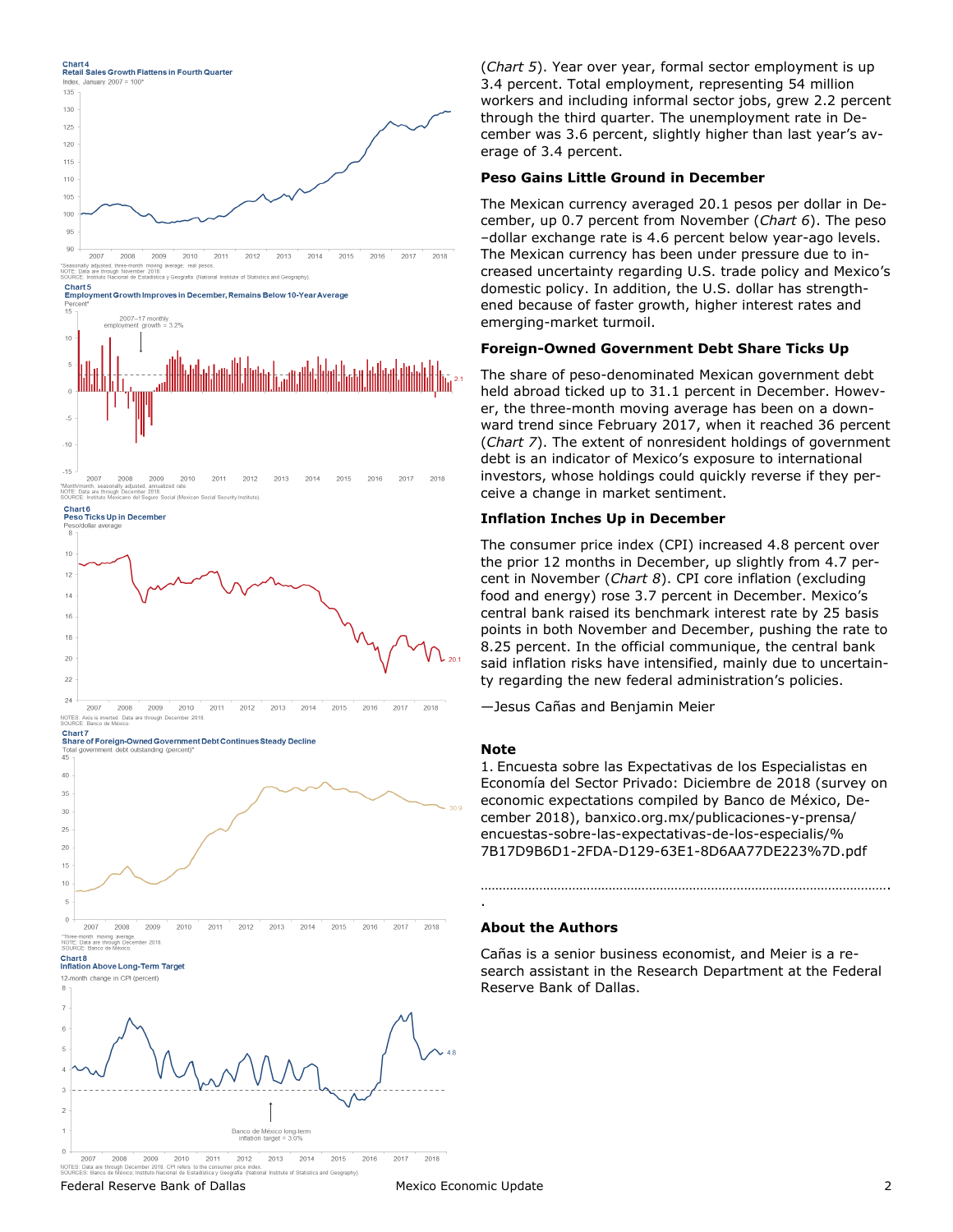Chart 4
Retail Sales Growth Flattens in Fourth Quarter
Index, January 2007 = 100*

135
130
125
120
115
110
105
100
95
90

2007 2008 2009 2010 2011 2012 2013 2014 2015 2016 2017 2018

*Seasonally adjusted, three-month moving average; real pesos.
NOTE: Data are through November 2018.
SOURCE: Instituto Nacional de Estadística y Geografía (National Institute of Statistics and Geography).

Chart 5
Employment Growth Improves in December, Remains Below 10-Year Average
Percent*

2007–17 monthly employment growth = 3.2%

2.1

15
10
5
0
-5
-10
-15

2007 2008 2009 2010 2011 2012 2013 2014 2015 2016 2017 2018

*Month/month, seasonally adjusted, annualized rate.
NOTE: Data are through December 2018.
SOURCE: Instituto Mexicano del Seguro Social (Mexican Social Security Institute).

Chart 6
Peso Ticks Up in December
Peso/dollar average

20.1

8
10
12
14
16
18
20
22
24

2007 2008 2009 2010 2011 2012 2013 2014 2015 2016 2017 2018

NOTES: Axis is inverted. Data are through December 2018.
SOURCE: Banco de México.

Chart 7
Share of Foreign-Owned Government Debt Continues Steady Decline
Total government debt outstanding (percent)*

30.9

45
40
35
30
25
20
15
10
5
0

2007 2008 2009 2010 2011 2012 2013 2014 2015 2016 2017 2018

*Three-month moving average.
NOTE: Data are through December 2018.
SOURCE: Banco de México.

Chart 8
Inflation Above Long-Term Target
12-month change in CPI (percent)

4.8

Banco de México long-term inflation target = 3.0%

8
7
6
5
4
3
2
1
0

2007 2008 2009 2010 2011 2012 2013 2014 2015 2016 2017 2018

NOTES: Data are through December 2018. CPI refers to the consumer price index.
SOURCES: Banco de México; Instituto Nacional de Estadística y Geografía (National Institute of Statistics and Geography).

(*Chart 5*). Year over year, formal sector employment is up 3.4 percent. Total employment, representing 54 million workers and including informal sector jobs, grew 2.2 percent through the third quarter. The unemployment rate in December was 3.6 percent, slightly higher than last year's average of 3.4 percent.

### Peso Gains Little Ground in December

The Mexican currency averaged 20.1 pesos per dollar in December, up 0.7 percent from November (*Chart 6*). The peso–dollar exchange rate is 4.6 percent below year-ago levels. The Mexican currency has been under pressure due to increased uncertainty regarding U.S. trade policy and Mexico's domestic policy. In addition, the U.S. dollar has strengthened because of faster growth, higher interest rates and emerging-market turmoil.

### Foreign-Owned Government Debt Share Ticks Up

The share of peso-denominated Mexican government debt held abroad ticked up to 31.1 percent in December. However, the three-month moving average has been on a downward trend since February 2017, when it reached 36 percent (*Chart 7*). The extent of nonresident holdings of government debt is an indicator of Mexico's exposure to international investors, whose holdings could quickly reverse if they perceive a change in market sentiment.

### Inflation Inches Up in December

The consumer price index (CPI) increased 4.8 percent over the prior 12 months in December, up slightly from 4.7 percent in November (*Chart 8*). CPI core inflation (excluding food and energy) rose 3.7 percent in December. Mexico's central bank raised its benchmark interest rate by 25 basis points in both November and December, pushing the rate to 8.25 percent. In the official communique, the central bank said inflation risks have intensified, mainly due to uncertainty regarding the new federal administration's policies.

—Jesus Cañas and Benjamin Meier

### Note

1. Encuesta sobre las Expectativas de los Especialistas en Economía del Sector Privado: Diciembre de 2018 (survey on economic expectations compiled by Banco de México, December 2018), banxico.org.mx/publicaciones-y-prensa/encuestas-sobre-las-expectativas-de-los-especialis/%7B17D9B6D1-2FDA-D129-63E1-8D6AA77DE223%7D.pdf

---

### About the Authors

Cañas is a senior business economist, and Meier is a research assistant in the Research Department at the Federal Reserve Bank of Dallas.